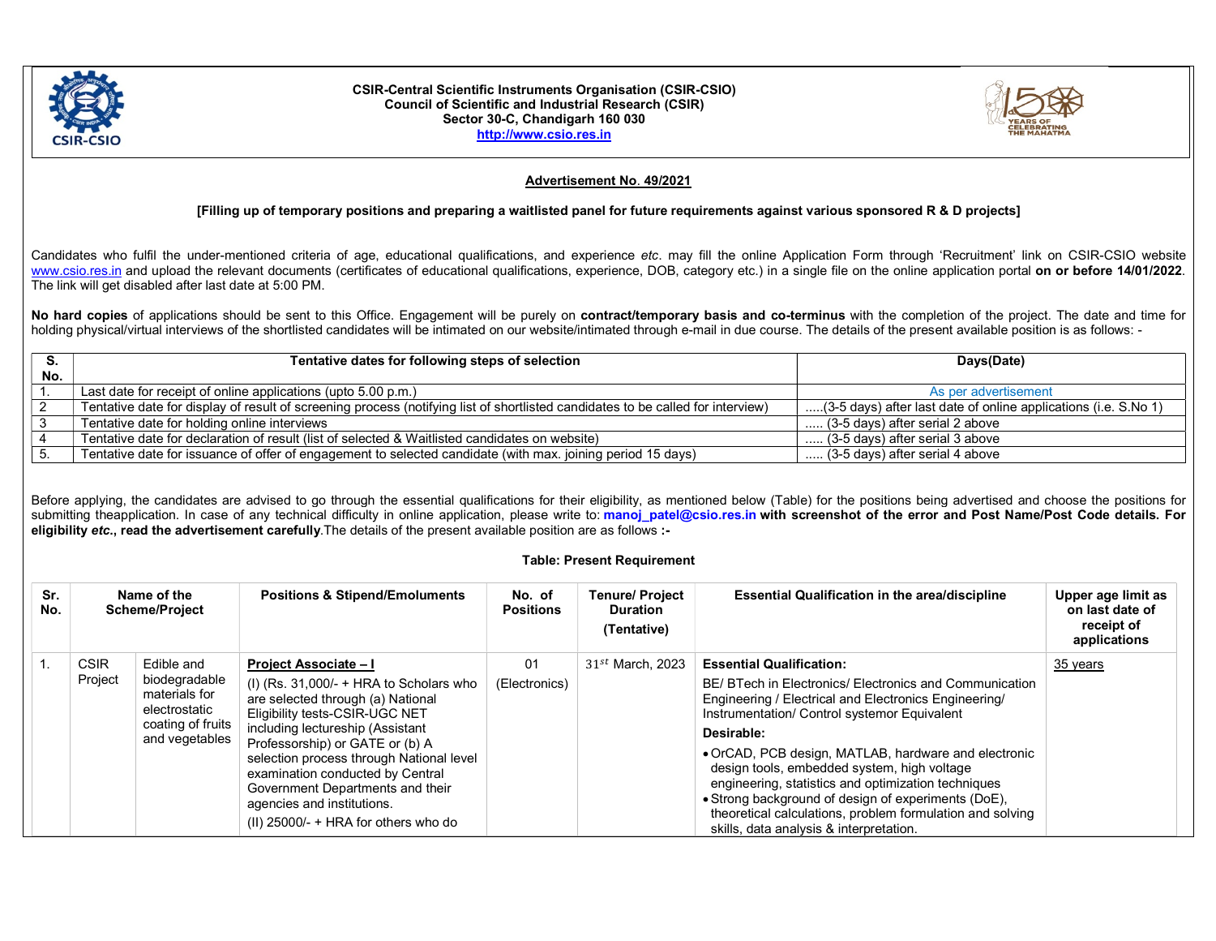**CSIR-Central Scientific Instruments Organisation (CSIR-CSIO)**
**Council of Scientific and Industrial Research (CSIR)**
**Sector 30-C, Chandigarh 160 030**
**http://www.csio.res.in**

## Advertisement No. 49/2021

**[Filling up of temporary positions and preparing a waitlisted panel for future requirements against various sponsored R & D projects]**

Candidates who fulfil the under-mentioned criteria of age, educational qualifications, and experience *etc*. may fill the online Application Form through 'Recruitment' link on CSIR-CSIO website www.csio.res.in and upload the relevant documents (certificates of educational qualifications, experience, DOB, category etc.) in a single file on the online application portal **on or before 14/01/2022**. The link will get disabled after last date at 5:00 PM.

**No hard copies** of applications should be sent to this Office. Engagement will be purely on **contract/temporary basis and co-terminus** with the completion of the project. The date and time for holding physical/virtual interviews of the shortlisted candidates will be intimated on our website/intimated through e-mail in due course. The details of the present available position is as follows: -

| S. No. | Tentative dates for following steps of selection | Days(Date) |
|---|---|---|
| 1. | Last date for receipt of online applications (upto 5.00 p.m.) | As per advertisement |
| 2 | Tentative date for display of result of screening process (notifying list of shortlisted candidates to be called for interview) | .....(3-5 days) after last date of online applications (i.e. S.No 1) |
| 3 | Tentative date for holding online interviews | ..... (3-5 days) after serial 2 above |
| 4 | Tentative date for declaration of result (list of selected & Waitlisted candidates on website) | ..... (3-5 days) after serial 3 above |
| 5. | Tentative date for issuance of offer of engagement to selected candidate (with max. joining period 15 days) | ..... (3-5 days) after serial 4 above |

Before applying, the candidates are advised to go through the essential qualifications for their eligibility, as mentioned below (Table) for the positions being advertised and choose the positions for submitting theapplication. In case of any technical difficulty in online application, please write to: **manoj_patel@csio.res.in with screenshot of the error and Post Name/Post Code details. For eligibility *etc*., read the advertisement carefully**.The details of the present available position are as follows **:-**

**Table: Present Requirement**

| Sr. No. | Name of the Scheme/Project | | Positions & Stipend/Emoluments | No. of Positions | Tenure/ Project Duration (Tentative) | Essential Qualification in the area/discipline | Upper age limit as on last date of receipt of applications |
|---|---|---|---|---|---|---|---|
| 1. | CSIR Project | Edible and biodegradable materials for electrostatic coating of fruits and vegetables | **Project Associate – I**<br>(I) (Rs. 31,000/- + HRA to Scholars who are selected through (a) National Eligibility tests-CSIR-UGC NET including lectureship (Assistant Professorship) or GATE or (b) A selection process through National level examination conducted by Central Government Departments and their agencies and institutions.<br>(II) 25000/- + HRA for others who do | 01 (Electronics) | $31^{st}$ March, 2023 | **Essential Qualification:**<br>BE/ BTech in Electronics/ Electronics and Communication Engineering / Electrical and Electronics Engineering/ Instrumentation/ Control systemor Equivalent<br>**Desirable:**<br>• OrCAD, PCB design, MATLAB, hardware and electronic design tools, embedded system, high voltage engineering, statistics and optimization techniques<br>• Strong background of design of experiments (DoE), theoretical calculations, problem formulation and solving skills, data analysis & interpretation. | 35 years |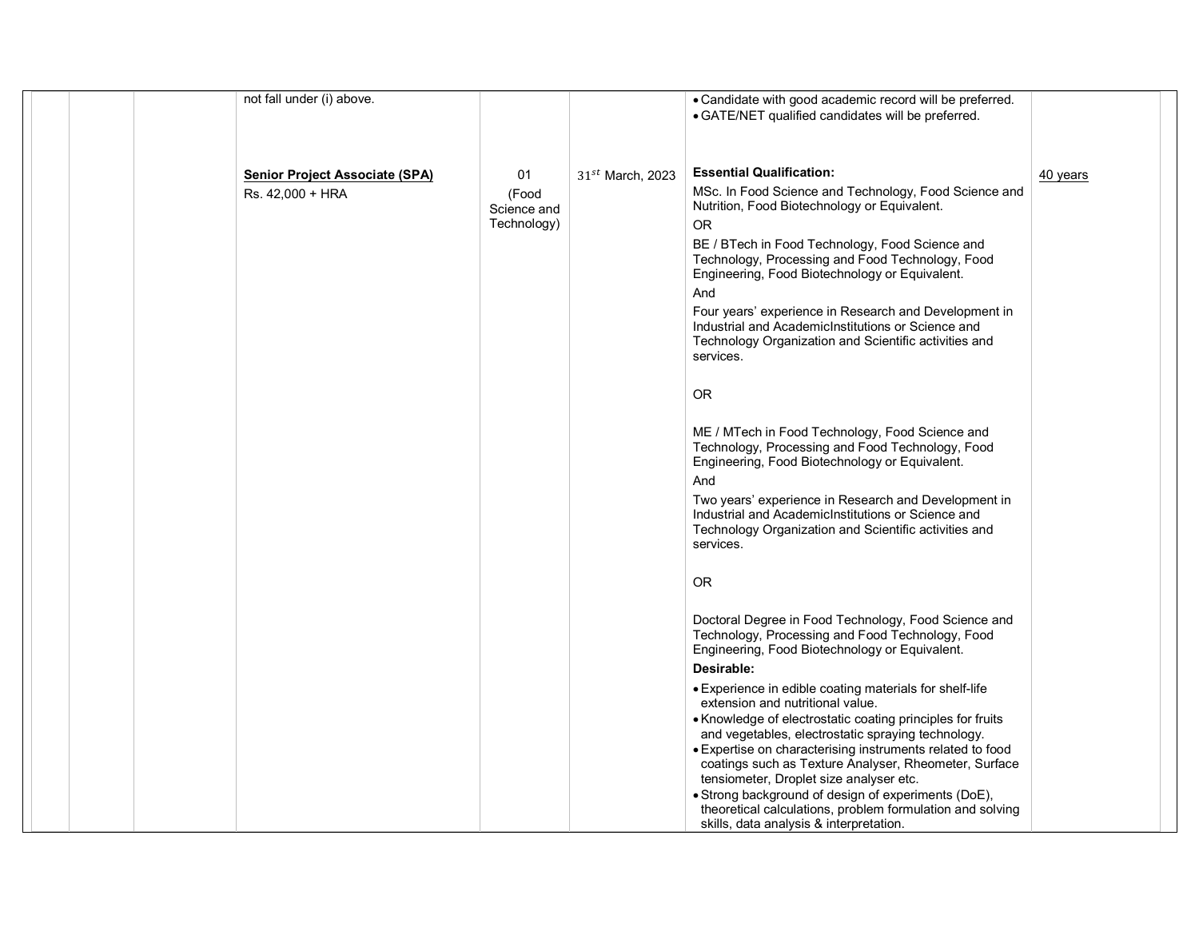| | | | | | | | |
|---|---|---|---|---|---|---|---|
| | | | not fall under (i) above. | | | • Candidate with good academic record will be preferred.<br>• GATE/NET qualified candidates will be preferred. | |
| | | | **Senior Project Associate (SPA)**<br>Rs. 42,000 + HRA | 01<br>(Food Science and Technology) | $31^{st}$ March, 2023 | **Essential Qualification:**<br>MSc. In Food Science and Technology, Food Science and Nutrition, Food Biotechnology or Equivalent.<br>OR<br>BE / BTech in Food Technology, Food Science and Technology, Processing and Food Technology, Food Engineering, Food Biotechnology or Equivalent.<br>And<br>Four years' experience in Research and Development in Industrial and AcademicInstitutions or Science and Technology Organization and Scientific activities and services.<br>OR<br>ME / MTech in Food Technology, Food Science and Technology, Processing and Food Technology, Food Engineering, Food Biotechnology or Equivalent.<br>And<br>Two years' experience in Research and Development in Industrial and AcademicInstitutions or Science and Technology Organization and Scientific activities and services.<br>OR<br>Doctoral Degree in Food Technology, Food Science and Technology, Processing and Food Technology, Food Engineering, Food Biotechnology or Equivalent.<br>**Desirable:**<br>• Experience in edible coating materials for shelf-life extension and nutritional value.<br>• Knowledge of electrostatic coating principles for fruits and vegetables, electrostatic spraying technology.<br>• Expertise on characterising instruments related to food coatings such as Texture Analyser, Rheometer, Surface tensiometer, Droplet size analyser etc.<br>• Strong background of design of experiments (DoE), theoretical calculations, problem formulation and solving skills, data analysis & interpretation. | 40 years |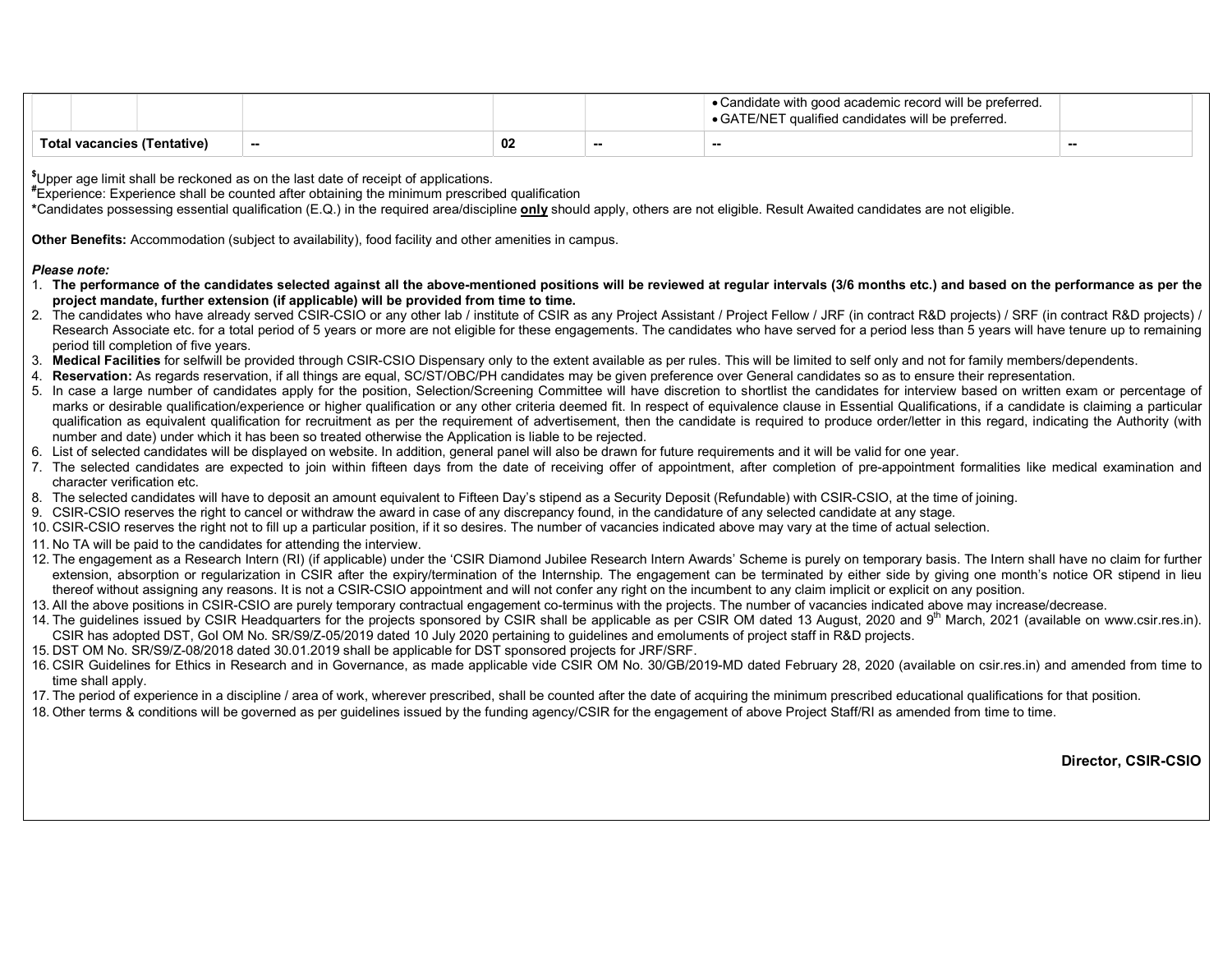| | | | | | | | |
|---|---|---|---|---|---|---|---|
| | | | | | | • Candidate with good academic record will be preferred.<br>• GATE/NET qualified candidates will be preferred. | |
| Total vacancies (Tentative) | | | -- | 02 | -- | -- | -- |

$Upper age limit shall be reckoned as on the last date of receipt of applications.
#Experience: Experience shall be counted after obtaining the minimum prescribed qualification
*Candidates possessing essential qualification (E.Q.) in the required area/discipline **only** should apply, others are not eligible. Result Awaited candidates are not eligible.

**Other Benefits:** Accommodation (subject to availability), food facility and other amenities in campus.

***Please note:***

1. **The performance of the candidates selected against all the above-mentioned positions will be reviewed at regular intervals (3/6 months etc.) and based on the performance as per the project mandate, further extension (if applicable) will be provided from time to time.**
2. The candidates who have already served CSIR-CSIO or any other lab / institute of CSIR as any Project Assistant / Project Fellow / JRF (in contract R&D projects) / SRF (in contract R&D projects) / Research Associate etc. for a total period of 5 years or more are not eligible for these engagements. The candidates who have served for a period less than 5 years will have tenure up to remaining period till completion of five years.
3. **Medical Facilities** for selfwill be provided through CSIR-CSIO Dispensary only to the extent available as per rules. This will be limited to self only and not for family members/dependents.
4. **Reservation:** As regards reservation, if all things are equal, SC/ST/OBC/PH candidates may be given preference over General candidates so as to ensure their representation.
5. In case a large number of candidates apply for the position, Selection/Screening Committee will have discretion to shortlist the candidates for interview based on written exam or percentage of marks or desirable qualification/experience or higher qualification or any other criteria deemed fit. In respect of equivalence clause in Essential Qualifications, if a candidate is claiming a particular qualification as equivalent qualification for recruitment as per the requirement of advertisement, then the candidate is required to produce order/letter in this regard, indicating the Authority (with number and date) under which it has been so treated otherwise the Application is liable to be rejected.
6. List of selected candidates will be displayed on website. In addition, general panel will also be drawn for future requirements and it will be valid for one year.
7. The selected candidates are expected to join within fifteen days from the date of receiving offer of appointment, after completion of pre-appointment formalities like medical examination and character verification etc.
8. The selected candidates will have to deposit an amount equivalent to Fifteen Day's stipend as a Security Deposit (Refundable) with CSIR-CSIO, at the time of joining.
9. CSIR-CSIO reserves the right to cancel or withdraw the award in case of any discrepancy found, in the candidature of any selected candidate at any stage.
10. CSIR-CSIO reserves the right not to fill up a particular position, if it so desires. The number of vacancies indicated above may vary at the time of actual selection.
11. No TA will be paid to the candidates for attending the interview.
12. The engagement as a Research Intern (RI) (if applicable) under the 'CSIR Diamond Jubilee Research Intern Awards' Scheme is purely on temporary basis. The Intern shall have no claim for further extension, absorption or regularization in CSIR after the expiry/termination of the Internship. The engagement can be terminated by either side by giving one month's notice OR stipend in lieu thereof without assigning any reasons. It is not a CSIR-CSIO appointment and will not confer any right on the incumbent to any claim implicit or explicit on any position.
13. All the above positions in CSIR-CSIO are purely temporary contractual engagement co-terminus with the projects. The number of vacancies indicated above may increase/decrease.
14. The guidelines issued by CSIR Headquarters for the projects sponsored by CSIR shall be applicable as per CSIR OM dated 13 August, 2020 and 9th March, 2021 (available on www.csir.res.in). CSIR has adopted DST, GoI OM No. SR/S9/Z-05/2019 dated 10 July 2020 pertaining to guidelines and emoluments of project staff in R&D projects.
15. DST OM No. SR/S9/Z-08/2018 dated 30.01.2019 shall be applicable for DST sponsored projects for JRF/SRF.
16. CSIR Guidelines for Ethics in Research and in Governance, as made applicable vide CSIR OM No. 30/GB/2019-MD dated February 28, 2020 (available on csir.res.in) and amended from time to time shall apply.
17. The period of experience in a discipline / area of work, wherever prescribed, shall be counted after the date of acquiring the minimum prescribed educational qualifications for that position.
18. Other terms & conditions will be governed as per guidelines issued by the funding agency/CSIR for the engagement of above Project Staff/RI as amended from time to time.

**Director, CSIR-CSIO**